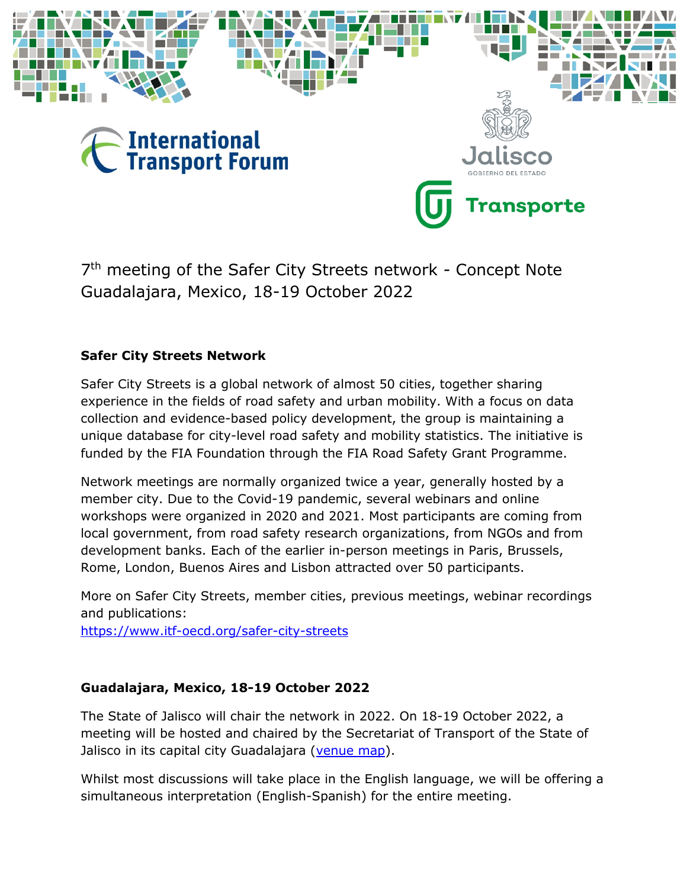7th meeting of the Safer City Streets network - Concept Note
Guadalajara, Mexico, 18-19 October 2022

## Safer City Streets Network

Safer City Streets is a global network of almost 50 cities, together sharing experience in the fields of road safety and urban mobility. With a focus on data collection and evidence-based policy development, the group is maintaining a unique database for city-level road safety and mobility statistics. The initiative is funded by the FIA Foundation through the FIA Road Safety Grant Programme.

Network meetings are normally organized twice a year, generally hosted by a member city. Due to the Covid-19 pandemic, several webinars and online workshops were organized in 2020 and 2021. Most participants are coming from local government, from road safety research organizations, from NGOs and from development banks. Each of the earlier in-person meetings in Paris, Brussels, Rome, London, Buenos Aires and Lisbon attracted over 50 participants.

More on Safer City Streets, member cities, previous meetings, webinar recordings and publications:
https://www.itf-oecd.org/safer-city-streets

## Guadalajara, Mexico, 18-19 October 2022

The State of Jalisco will chair the network in 2022. On 18-19 October 2022, a meeting will be hosted and chaired by the Secretariat of Transport of the State of Jalisco in its capital city Guadalajara (venue map).

Whilst most discussions will take place in the English language, we will be offering a simultaneous interpretation (English-Spanish) for the entire meeting.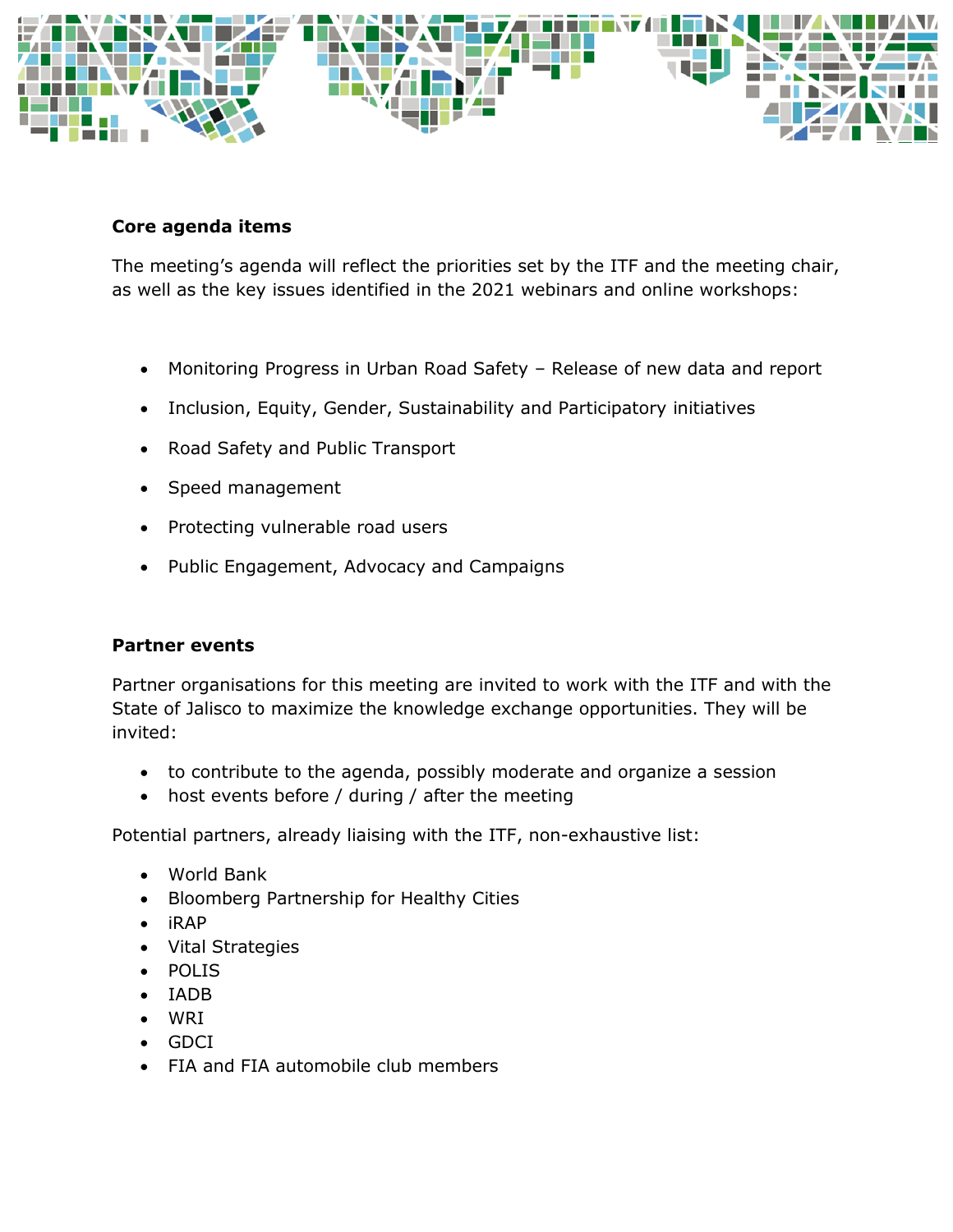**Core agenda items**

The meeting's agenda will reflect the priorities set by the ITF and the meeting chair, as well as the key issues identified in the 2021 webinars and online workshops:

- Monitoring Progress in Urban Road Safety – Release of new data and report
- Inclusion, Equity, Gender, Sustainability and Participatory initiatives
- Road Safety and Public Transport
- Speed management
- Protecting vulnerable road users
- Public Engagement, Advocacy and Campaigns

**Partner events**

Partner organisations for this meeting are invited to work with the ITF and with the State of Jalisco to maximize the knowledge exchange opportunities. They will be invited:

- to contribute to the agenda, possibly moderate and organize a session
- host events before / during / after the meeting

Potential partners, already liaising with the ITF, non-exhaustive list:

- World Bank
- Bloomberg Partnership for Healthy Cities
- iRAP
- Vital Strategies
- POLIS
- IADB
- WRI
- GDCI
- FIA and FIA automobile club members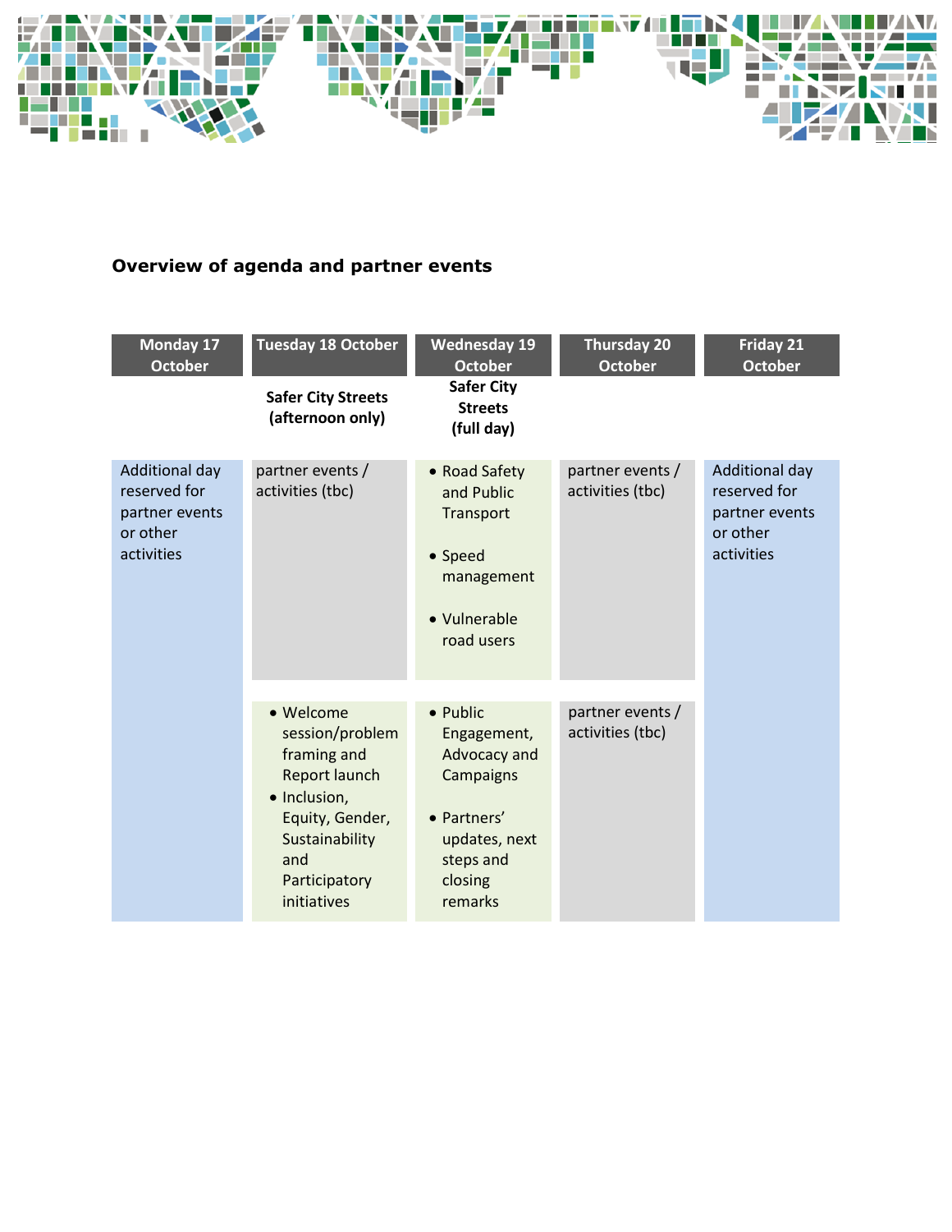**Overview of agenda and partner events**

| Monday 17 October | Tuesday 18 October | Wednesday 19 October | Thursday 20 October | Friday 21 October |
|---|---|---|---|---|
| | **Safer City Streets (afternoon only)** | **Safer City Streets (full day)** | | |
| Additional day reserved for partner events or other activities | partner events / activities (tbc) | • Road Safety and Public Transport<br><br>• Speed management<br><br>• Vulnerable road users | partner events / activities (tbc) | Additional day reserved for partner events or other activities |
| | • Welcome session/problem framing and Report launch<br>• Inclusion, Equity, Gender, Sustainability and Participatory initiatives | • Public Engagement, Advocacy and Campaigns<br><br>• Partners' updates, next steps and closing remarks | partner events / activities (tbc) | |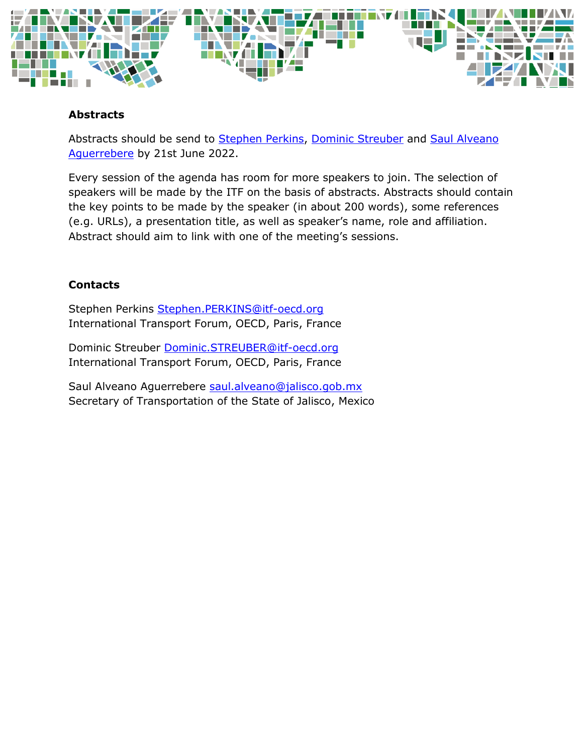**Abstracts**

Abstracts should be send to Stephen Perkins, Dominic Streuber and Saul Alveano Aguerrebere by 21st June 2022.

Every session of the agenda has room for more speakers to join. The selection of speakers will be made by the ITF on the basis of abstracts. Abstracts should contain the key points to be made by the speaker (in about 200 words), some references (e.g. URLs), a presentation title, as well as speaker's name, role and affiliation. Abstract should aim to link with one of the meeting's sessions.

**Contacts**

Stephen Perkins Stephen.PERKINS@itf-oecd.org
International Transport Forum, OECD, Paris, France

Dominic Streuber Dominic.STREUBER@itf-oecd.org
International Transport Forum, OECD, Paris, France

Saul Alveano Aguerrebere saul.alveano@jalisco.gob.mx
Secretary of Transportation of the State of Jalisco, Mexico